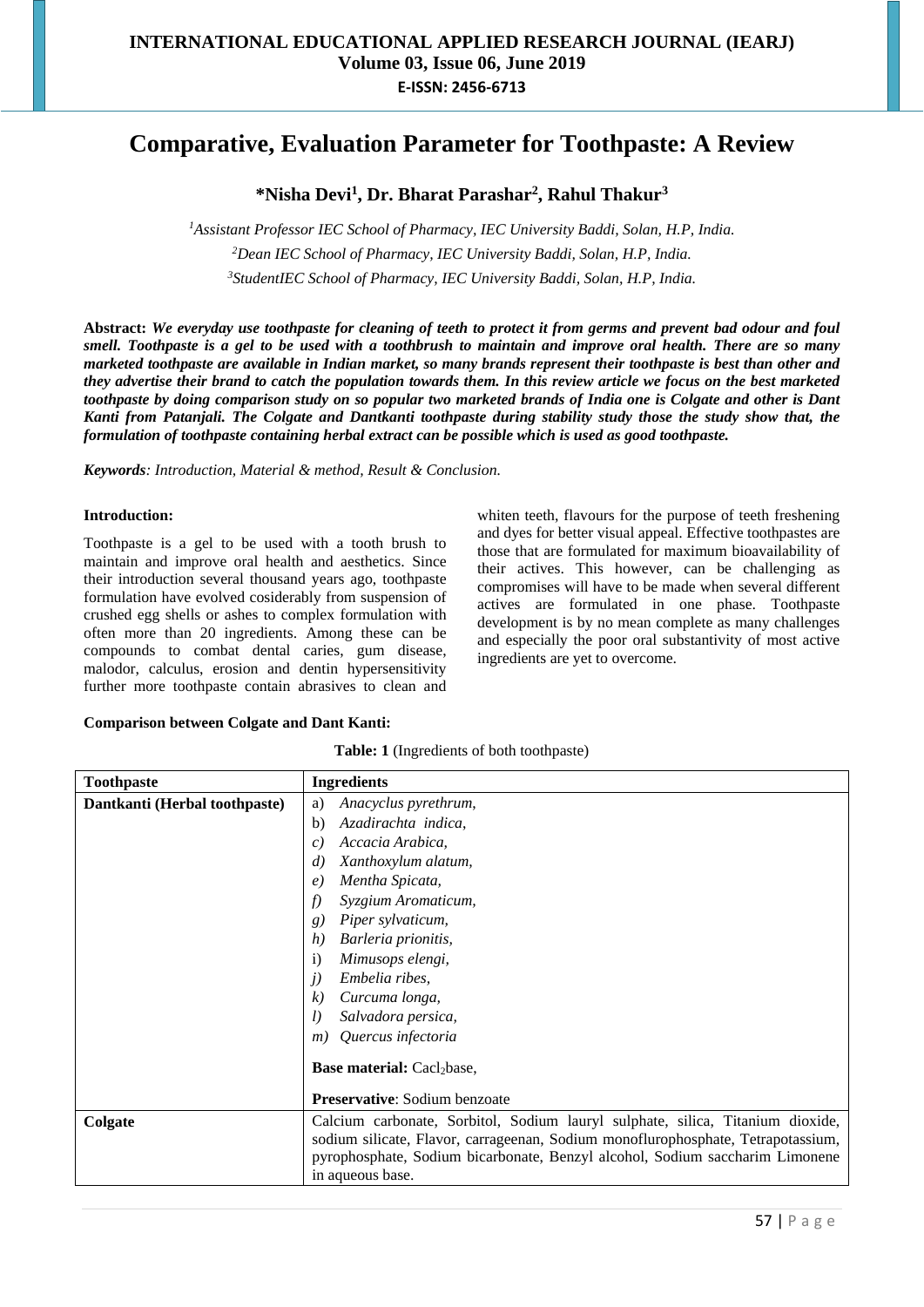# Comparative, Evaluation Parameter for Toothpaste: A Review

**\*Nisha Devi[1], Dr. Bharat Parashar[2], Rahul Thakur[3]**

[1]*Assistant Professor IEC School of Pharmacy, IEC University Baddi, Solan, H.P, India.*
[2]*Dean IEC School of Pharmacy, IEC University Baddi, Solan, H.P, India.*
[3]*StudentIEC School of Pharmacy, IEC University Baddi, Solan, H.P, India.*

**Abstract:** ***We everyday use toothpaste for cleaning of teeth to protect it from germs and prevent bad odour and foul smell. Toothpaste is a gel to be used with a toothbrush to maintain and improve oral health. There are so many marketed toothpaste are available in Indian market, so many brands represent their toothpaste is best than other and they advertise their brand to catch the population towards them. In this review article we focus on the best marketed toothpaste by doing comparison study on so popular two marketed brands of India one is Colgate and other is Dant Kanti from Patanjali. The Colgate and Dantkanti toothpaste during stability study those the study show that, the formulation of toothpaste containing herbal extract can be possible which is used as good toothpaste.***

***Keywords**: Introduction, Material & method, Result & Conclusion.*

**Introduction:**

Toothpaste is a gel to be used with a tooth brush to maintain and improve oral health and aesthetics. Since their introduction several thousand years ago, toothpaste formulation have evolved cosiderably from suspension of crushed egg shells or ashes to complex formulation with often more than 20 ingredients. Among these can be compounds to combat dental caries, gum disease, malodor, calculus, erosion and dentin hypersensitivity further more toothpaste contain abrasives to clean and whiten teeth, flavours for the purpose of teeth freshening and dyes for better visual appeal. Effective toothpastes are those that are formulated for maximum bioavailability of their actives. This however, can be challenging as compromises will have to be made when several different actives are formulated in one phase. Toothpaste development is by no mean complete as many challenges and especially the poor oral substantivity of most active ingredients are yet to overcome.

**Comparison between Colgate and Dant Kanti:**

**Table: 1** (Ingredients of both toothpaste)

| Toothpaste | Ingredients |
|---|---|
| Dantkanti (Herbal toothpaste) | a) *Anacyclus pyrethrum,*<br>b) *Azadirachta indica,*<br>c) *Accacia Arabica,*<br>d) *Xanthoxylum alatum,*<br>e) *Mentha Spicata,*<br>f) *Syzgium Aromaticum,*<br>g) *Piper sylvaticum,*<br>h) *Barleria prionitis,*<br>i) *Mimusops elengi,*<br>j) *Embelia ribes,*<br>k) *Curcuma longa,*<br>l) *Salvadora persica,*<br>m) *Quercus infectoria*<br><br>**Base material:** $Cacl_2$base,<br><br>**Preservative**: Sodium benzoate |
| Colgate | Calcium carbonate, Sorbitol, Sodium lauryl sulphate, silica, Titanium dioxide, sodium silicate, Flavor, carrageenan, Sodium monoflurophosphate, Tetrapotassium, pyrophosphate, Sodium bicarbonate, Benzyl alcohol, Sodium saccharim Limonene in aqueous base. |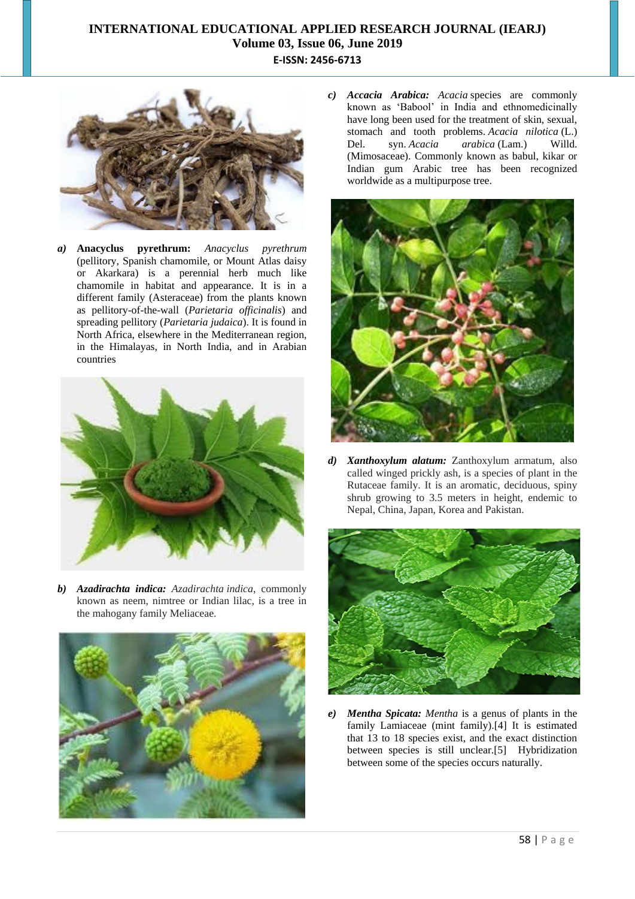***a)*** **Anacyclus pyrethrum:** *Anacyclus pyrethrum* (pellitory, Spanish chamomile, or Mount Atlas daisy or Akarkara) is a perennial herb much like chamomile in habitat and appearance. It is in a different family (Asteraceae) from the plants known as pellitory-of-the-wall (*Parietaria officinalis*) and spreading pellitory (*Parietaria judaica*). It is found in North Africa, elsewhere in the Mediterranean region, in the Himalayas, in North India, and in Arabian countries

***b)*** ***Azadirachta indica:*** *Azadirachta indica*, commonly known as neem, nimtree or Indian lilac, is a tree in the mahogany family Meliaceae.

***c)*** ***Accacia Arabica:*** *Acacia* species are commonly known as 'Babool' in India and ethnomedicinally have long been used for the treatment of skin, sexual, stomach and tooth problems. *Acacia nilotica* (L.) Del. syn. *Acacia arabica* (Lam.) Willd. (Mimosaceae). Commonly known as babul, kikar or Indian gum Arabic tree has been recognized worldwide as a multipurpose tree.

***d)*** ***Xanthoxylum alatum:*** Zanthoxylum armatum, also called winged prickly ash, is a species of plant in the Rutaceae family. It is an aromatic, deciduous, spiny shrub growing to 3.5 meters in height, endemic to Nepal, China, Japan, Korea and Pakistan.

***e)*** ***Mentha Spicata:*** *Mentha* is a genus of plants in the family Lamiaceae (mint family).[4] It is estimated that 13 to 18 species exist, and the exact distinction between species is still unclear.[5] Hybridization between some of the species occurs naturally.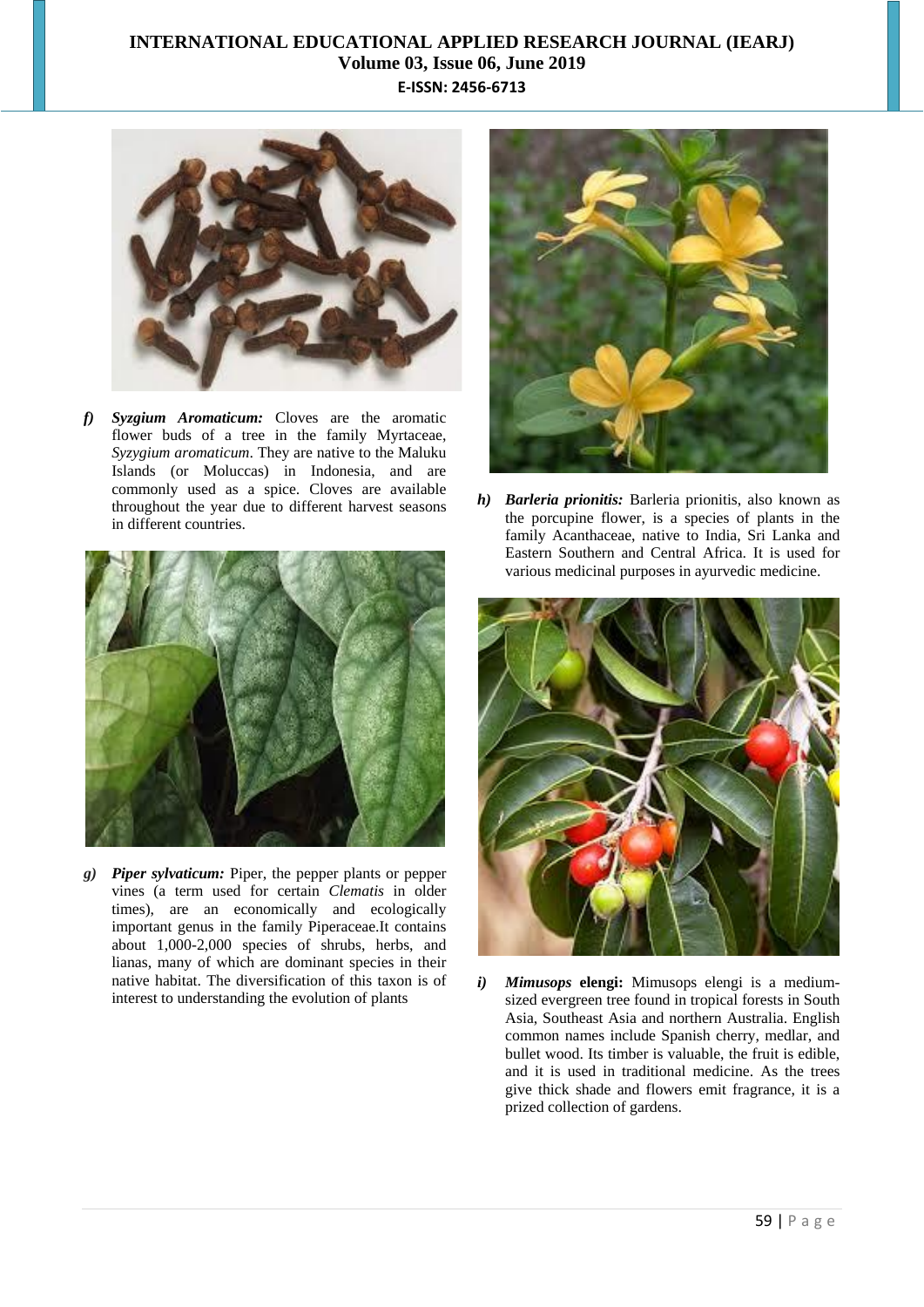***f) Syzgium Aromaticum:*** Cloves are the aromatic flower buds of a tree in the family Myrtaceae, *Syzygium aromaticum*. They are native to the Maluku Islands (or Moluccas) in Indonesia, and are commonly used as a spice. Cloves are available throughout the year due to different harvest seasons in different countries.

***g) Piper sylvaticum:*** Piper, the pepper plants or pepper vines (a term used for certain *Clematis* in older times), are an economically and ecologically important genus in the family Piperaceae.It contains about 1,000-2,000 species of shrubs, herbs, and lianas, many of which are dominant species in their native habitat. The diversification of this taxon is of interest to understanding the evolution of plants

***h) Barleria prionitis:*** Barleria prionitis, also known as the porcupine flower, is a species of plants in the family Acanthaceae, native to India, Sri Lanka and Eastern Southern and Central Africa. It is used for various medicinal purposes in ayurvedic medicine.

***i) Mimusops* elengi:** Mimusops elengi is a medium-sized evergreen tree found in tropical forests in South Asia, Southeast Asia and northern Australia. English common names include Spanish cherry, medlar, and bullet wood. Its timber is valuable, the fruit is edible, and it is used in traditional medicine. As the trees give thick shade and flowers emit fragrance, it is a prized collection of gardens.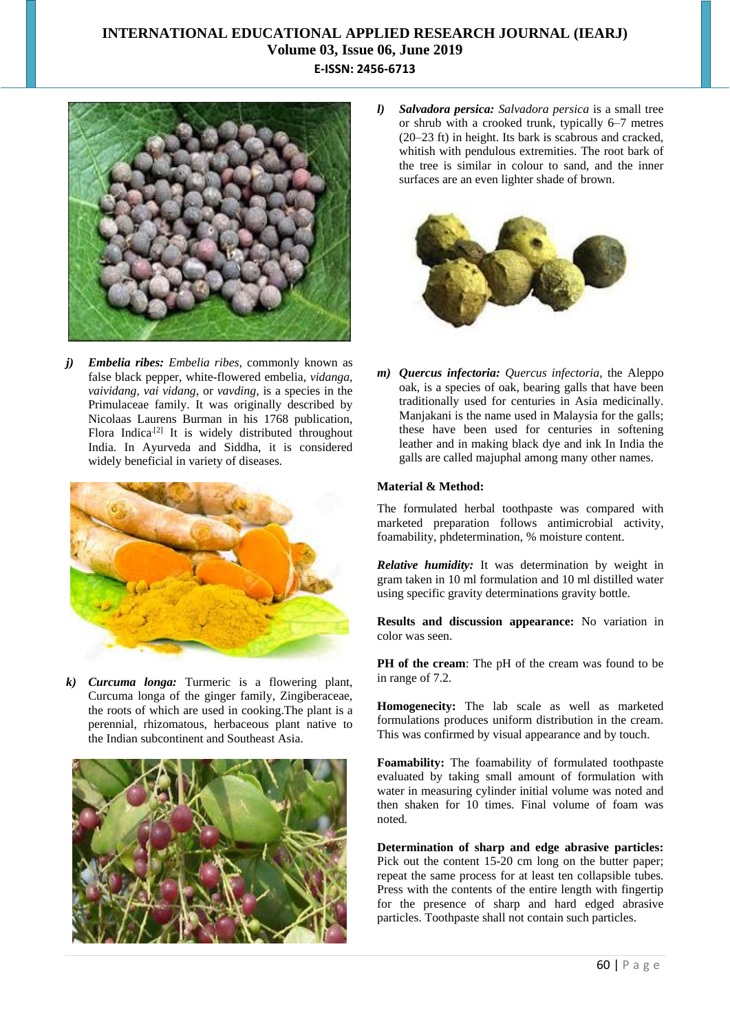*j)* ***Embelia ribes:*** *Embelia ribes*, commonly known as false black pepper, white-flowered embelia, *vidanga*, *vaividang*, *vai vidang*, or *vavding*, is a species in the Primulaceae family. It was originally described by Nicolaas Laurens Burman in his 1768 publication, Flora Indica.[2] It is widely distributed throughout India. In Ayurveda and Siddha, it is considered widely beneficial in variety of diseases.

*k)* ***Curcuma longa:*** Turmeric is a flowering plant, Curcuma longa of the ginger family, Zingiberaceae, the roots of which are used in cooking.The plant is a perennial, rhizomatous, herbaceous plant native to the Indian subcontinent and Southeast Asia.

*l)* ***Salvadora persica:*** *Salvadora persica* is a small tree or shrub with a crooked trunk, typically 6–7 metres (20–23 ft) in height. Its bark is scabrous and cracked, whitish with pendulous extremities. The root bark of the tree is similar in colour to sand, and the inner surfaces are an even lighter shade of brown.

*m)* ***Quercus infectoria:*** *Quercus infectoria*, the Aleppo oak, is a species of oak, bearing galls that have been traditionally used for centuries in Asia medicinally. Manjakani is the name used in Malaysia for the galls; these have been used for centuries in softening leather and in making black dye and ink In India the galls are called majuphal among many other names.

**Material & Method:**

The formulated herbal toothpaste was compared with marketed preparation follows antimicrobial activity, foamability, phdetermination, % moisture content.

***Relative humidity:*** It was determination by weight in gram taken in 10 ml formulation and 10 ml distilled water using specific gravity determinations gravity bottle.

**Results and discussion appearance:** No variation in color was seen.

**PH of the cream**: The pH of the cream was found to be in range of 7.2.

**Homogenecity:** The lab scale as well as marketed formulations produces uniform distribution in the cream. This was confirmed by visual appearance and by touch.

**Foamability:** The foamability of formulated toothpaste evaluated by taking small amount of formulation with water in measuring cylinder initial volume was noted and then shaken for 10 times. Final volume of foam was noted.

**Determination of sharp and edge abrasive particles:** Pick out the content 15-20 cm long on the butter paper; repeat the same process for at least ten collapsible tubes. Press with the contents of the entire length with fingertip for the presence of sharp and hard edged abrasive particles. Toothpaste shall not contain such particles.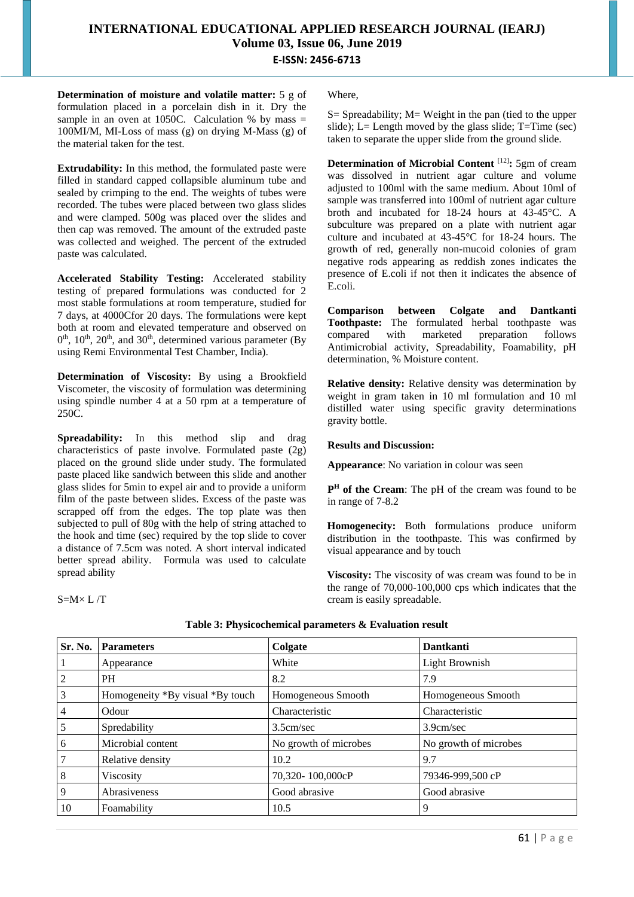**Determination of moisture and volatile matter:** 5 g of formulation placed in a porcelain dish in it. Dry the sample in an oven at 1050C. Calculation % by mass = 100MI/M, MI-Loss of mass (g) on drying M-Mass (g) of the material taken for the test.

**Extrudability:** In this method, the formulated paste were filled in standard capped collapsible aluminum tube and sealed by crimping to the end. The weights of tubes were recorded. The tubes were placed between two glass slides and were clamped. 500g was placed over the slides and then cap was removed. The amount of the extruded paste was collected and weighed. The percent of the extruded paste was calculated.

**Accelerated Stability Testing:** Accelerated stability testing of prepared formulations was conducted for 2 most stable formulations at room temperature, studied for 7 days, at 4000Cfor 20 days. The formulations were kept both at room and elevated temperature and observed on $0^{th}$, $10^{th}$, $20^{th}$, and $30^{th}$, determined various parameter (By using Remi Environmental Test Chamber, India).

**Determination of Viscosity:** By using a Brookfield Viscometer, the viscosity of formulation was determining using spindle number 4 at a 50 rpm at a temperature of 250C.

**Spreadability:** In this method slip and drag characteristics of paste involve. Formulated paste (2g) placed on the ground slide under study. The formulated paste placed like sandwich between this slide and another glass slides for 5min to expel air and to provide a uniform film of the paste between slides. Excess of the paste was scrapped off from the edges. The top plate was then subjected to pull of 80g with the help of string attached to the hook and time (sec) required by the top slide to cover a distance of 7.5cm was noted. A short interval indicated better spread ability. Formula was used to calculate spread ability

$$S = M \times L / T$$

Where,

S= Spreadability; M= Weight in the pan (tied to the upper slide); L= Length moved by the glass slide; T=Time (sec) taken to separate the upper slide from the ground slide.

**Determination of Microbial Content** [12]**:** 5gm of cream was dissolved in nutrient agar culture and volume adjusted to 100ml with the same medium. About 10ml of sample was transferred into 100ml of nutrient agar culture broth and incubated for 18-24 hours at 43-45°C. A subculture was prepared on a plate with nutrient agar culture and incubated at 43-45°C for 18-24 hours. The growth of red, generally non-mucoid colonies of gram negative rods appearing as reddish zones indicates the presence of E.coli if not then it indicates the absence of E.coli.

**Comparison between Colgate and Dantkanti Toothpaste:** The formulated herbal toothpaste was compared with marketed preparation follows Antimicrobial activity, Spreadability, Foamability, pH determination, % Moisture content.

**Relative density:** Relative density was determination by weight in gram taken in 10 ml formulation and 10 ml distilled water using specific gravity determinations gravity bottle.

**Results and Discussion:**

**Appearance**: No variation in colour was seen

**$P^H$ of the Cream**: The pH of the cream was found to be in range of 7-8.2

**Homogenecity:** Both formulations produce uniform distribution in the toothpaste. This was confirmed by visual appearance and by touch

**Viscosity:** The viscosity of was cream was found to be in the range of 70,000-100,000 cps which indicates that the cream is easily spreadable.

**Table 3: Physicochemical parameters & Evaluation result**

| Sr. No. | Parameters | Colgate | Dantkanti |
|---|---|---|---|
| 1 | Appearance | White | Light Brownish |
| 2 | PH | 8.2 | 7.9 |
| 3 | Homogeneity *By visual *By touch | Homogeneous Smooth | Homogeneous Smooth |
| 4 | Odour | Characteristic | Characteristic |
| 5 | Spredability | 3.5cm/sec | 3.9cm/sec |
| 6 | Microbial content | No growth of microbes | No growth of microbes |
| 7 | Relative density | 10.2 | 9.7 |
| 8 | Viscosity | 70,320- 100,000cP | 79346-999,500 cP |
| 9 | Abrasiveness | Good abrasive | Good abrasive |
| 10 | Foamability | 10.5 | 9 |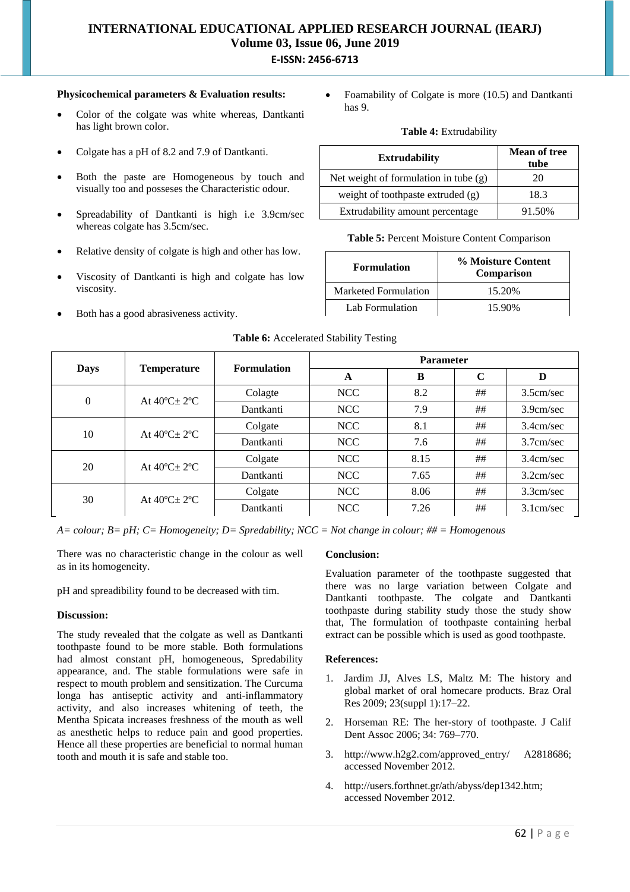**Physicochemical parameters & Evaluation results:**

- Color of the colgate was white whereas, Dantkanti has light brown color.
- Colgate has a pH of 8.2 and 7.9 of Dantkanti.
- Both the paste are Homogeneous by touch and visually too and posseses the Characteristic odour.
- Spreadability of Dantkanti is high i.e 3.9cm/sec whereas colgate has 3.5cm/sec.
- Relative density of colgate is high and other has low.
- Viscosity of Dantkanti is high and colgate has low viscosity.
- Both has a good abrasiveness activity.
- Foamability of Colgate is more (10.5) and Dantkanti has 9.

**Table 4:** Extrudability

| Extrudability | Mean of tree tube |
|---|---|
| Net weight of formulation in tube (g) | 20 |
| weight of toothpaste extruded (g) | 18.3 |
| Extrudability amount percentage | 91.50% |

**Table 5:** Percent Moisture Content Comparison

| Formulation | % Moisture Content Comparison |
|---|---|
| Marketed Formulation | 15.20% |
| Lab Formulation | 15.90% |

**Table 6:** Accelerated Stability Testing

| Days | Temperature | Formulation | Parameter | | | |
|---|---|---|---|---|---|---|
| | | | A | B | C | D |
| 0 | At 40ºC± 2ºC | Colagte | NCC | 8.2 | ## | 3.5cm/sec |
| | | Dantkanti | NCC | 7.9 | ## | 3.9cm/sec |
| 10 | At 40ºC± 2ºC | Colgate | NCC | 8.1 | ## | 3.4cm/sec |
| | | Dantkanti | NCC | 7.6 | ## | 3.7cm/sec |
| 20 | At 40ºC± 2ºC | Colgate | NCC | 8.15 | ## | 3.4cm/sec |
| | | Dantkanti | NCC | 7.65 | ## | 3.2cm/sec |
| 30 | At 40ºC± 2ºC | Colgate | NCC | 8.06 | ## | 3.3cm/sec |
| | | Dantkanti | NCC | 7.26 | ## | 3.1cm/sec |

*A= colour; B= pH; C= Homogeneity; D= Spredability; NCC = Not change in colour; ## = Homogenous*

There was no characteristic change in the colour as well as in its homogeneity.

pH and spreadibility found to be decreased with tim.

**Discussion:**

The study revealed that the colgate as well as Dantkanti toothpaste found to be more stable. Both formulations had almost constant pH, homogeneous, Spredability appearance, and. The stable formulations were safe in respect to mouth problem and sensitization. The Curcuma longa has antiseptic activity and anti-inflammatory activity, and also increases whitening of teeth, the Mentha Spicata increases freshness of the mouth as well as anesthetic helps to reduce pain and good properties. Hence all these properties are beneficial to normal human tooth and mouth it is safe and stable too.

**Conclusion:**

Evaluation parameter of the toothpaste suggested that there was no large variation between Colgate and Dantkanti toothpaste. The colgate and Dantkanti toothpaste during stability study those the study show that, The formulation of toothpaste containing herbal extract can be possible which is used as good toothpaste.

**References:**

1. Jardim JJ, Alves LS, Maltz M: The history and global market of oral homecare products. Braz Oral Res 2009; 23(suppl 1):17–22.
2. Horseman RE: The her-story of toothpaste. J Calif Dent Assoc 2006; 34: 769–770.
3. http://www.h2g2.com/approved_entry/ A2818686; accessed November 2012.
4. http://users.forthnet.gr/ath/abyss/dep1342.htm; accessed November 2012.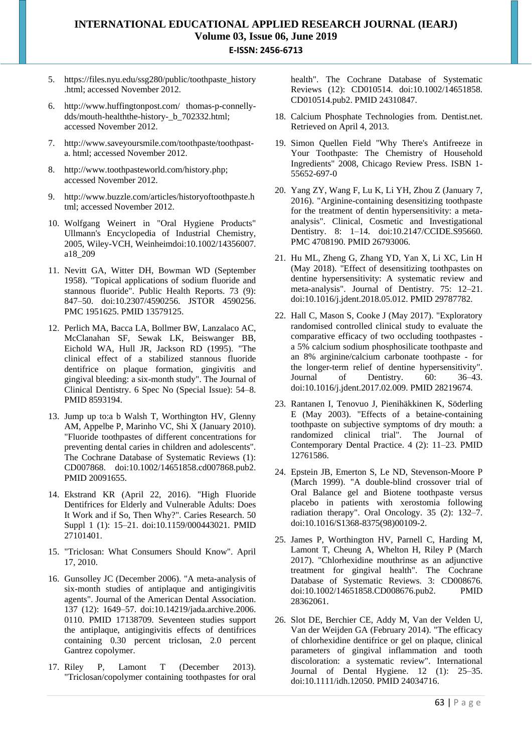5. https://files.nyu.edu/ssg280/public/toothpaste_history .html; accessed November 2012.
6. http://www.huffingtonpost.com/ thomas-p-connelly-dds/mouth-healththe-history-_b_702332.html; accessed November 2012.
7. http://www.saveyoursmile.com/toothpaste/toothpast-a. html; accessed November 2012.
8. http://www.toothpasteworld.com/history.php; accessed November 2012.
9. http://www.buzzle.com/articles/historyoftoothpaste.html; accessed November 2012.
10. Wolfgang Weinert in "Oral Hygiene Products" Ullmann's Encyclopedia of Industrial Chemistry, 2005, Wiley-VCH, Weinheimdoi:10.1002/14356007.a18_209
11. Nevitt GA, Witter DH, Bowman WD (September 1958). "Topical applications of sodium fluoride and stannous fluoride". Public Health Reports. 73 (9): 847–50. doi:10.2307/4590256. JSTOR 4590256. PMC 1951625. PMID 13579125.
12. Perlich MA, Bacca LA, Bollmer BW, Lanzalaco AC, McClanahan SF, Sewak LK, Beiswanger BB, Eichold WA, Hull JR, Jackson RD (1995). "The clinical effect of a stabilized stannous fluoride dentifrice on plaque formation, gingivitis and gingival bleeding: a six-month study". The Journal of Clinical Dentistry. 6 Spec No (Special Issue): 54–8. PMID 8593194.
13. Jump up to:a b Walsh T, Worthington HV, Glenny AM, Appelbe P, Marinho VC, Shi X (January 2010). "Fluoride toothpastes of different concentrations for preventing dental caries in children and adolescents". The Cochrane Database of Systematic Reviews (1): CD007868. doi:10.1002/14651858.cd007868.pub2. PMID 20091655.
14. Ekstrand KR (April 22, 2016). "High Fluoride Dentifrices for Elderly and Vulnerable Adults: Does It Work and if So, Then Why?". Caries Research. 50 Suppl 1 (1): 15–21. doi:10.1159/000443021. PMID 27101401.
15. "Triclosan: What Consumers Should Know". April 17, 2010.
16. Gunsolley JC (December 2006). "A meta-analysis of six-month studies of antiplaque and antigingivitis agents". Journal of the American Dental Association. 137 (12): 1649–57. doi:10.14219/jada.archive.2006.0110. PMID 17138709. Seventeen studies support the antiplaque, antigingivitis effects of dentifrices containing 0.30 percent triclosan, 2.0 percent Gantrez copolymer.
17. Riley P, Lamont T (December 2013). "Triclosan/copolymer containing toothpastes for oral health". The Cochrane Database of Systematic Reviews (12): CD010514. doi:10.1002/14651858.CD010514.pub2. PMID 24310847.
18. Calcium Phosphate Technologies from. Dentist.net. Retrieved on April 4, 2013.
19. Simon Quellen Field "Why There's Antifreeze in Your Toothpaste: The Chemistry of Household Ingredients" 2008, Chicago Review Press. ISBN 1-55652-697-0
20. Yang ZY, Wang F, Lu K, Li YH, Zhou Z (January 7, 2016). "Arginine-containing desensitizing toothpaste for the treatment of dentin hypersensitivity: a meta-analysis". Clinical, Cosmetic and Investigational Dentistry. 8: 1–14. doi:10.2147/CCIDE.S95660. PMC 4708190. PMID 26793006.
21. Hu ML, Zheng G, Zhang YD, Yan X, Li XC, Lin H (May 2018). "Effect of desensitizing toothpastes on dentine hypersensitivity: A systematic review and meta-analysis". Journal of Dentistry. 75: 12–21. doi:10.1016/j.jdent.2018.05.012. PMID 29787782.
22. Hall C, Mason S, Cooke J (May 2017). "Exploratory randomised controlled clinical study to evaluate the comparative efficacy of two occluding toothpastes - a 5% calcium sodium phosphosilicate toothpaste and an 8% arginine/calcium carbonate toothpaste - for the longer-term relief of dentine hypersensitivity". Journal of Dentistry. 60: 36–43. doi:10.1016/j.jdent.2017.02.009. PMID 28219674.
23. Rantanen I, Tenovuo J, Pienihäkkinen K, Söderling E (May 2003). "Effects of a betaine-containing toothpaste on subjective symptoms of dry mouth: a randomized clinical trial". The Journal of Contemporary Dental Practice. 4 (2): 11–23. PMID 12761586.
24. Epstein JB, Emerton S, Le ND, Stevenson-Moore P (March 1999). "A double-blind crossover trial of Oral Balance gel and Biotene toothpaste versus placebo in patients with xerostomia following radiation therapy". Oral Oncology. 35 (2): 132–7. doi:10.1016/S1368-8375(98)00109-2.
25. James P, Worthington HV, Parnell C, Harding M, Lamont T, Cheung A, Whelton H, Riley P (March 2017). "Chlorhexidine mouthrinse as an adjunctive treatment for gingival health". The Cochrane Database of Systematic Reviews. 3: CD008676. doi:10.1002/14651858.CD008676.pub2. PMID 28362061.
26. Slot DE, Berchier CE, Addy M, Van der Velden U, Van der Weijden GA (February 2014). "The efficacy of chlorhexidine dentifrice or gel on plaque, clinical parameters of gingival inflammation and tooth discoloration: a systematic review". International Journal of Dental Hygiene. 12 (1): 25–35. doi:10.1111/idh.12050. PMID 24034716.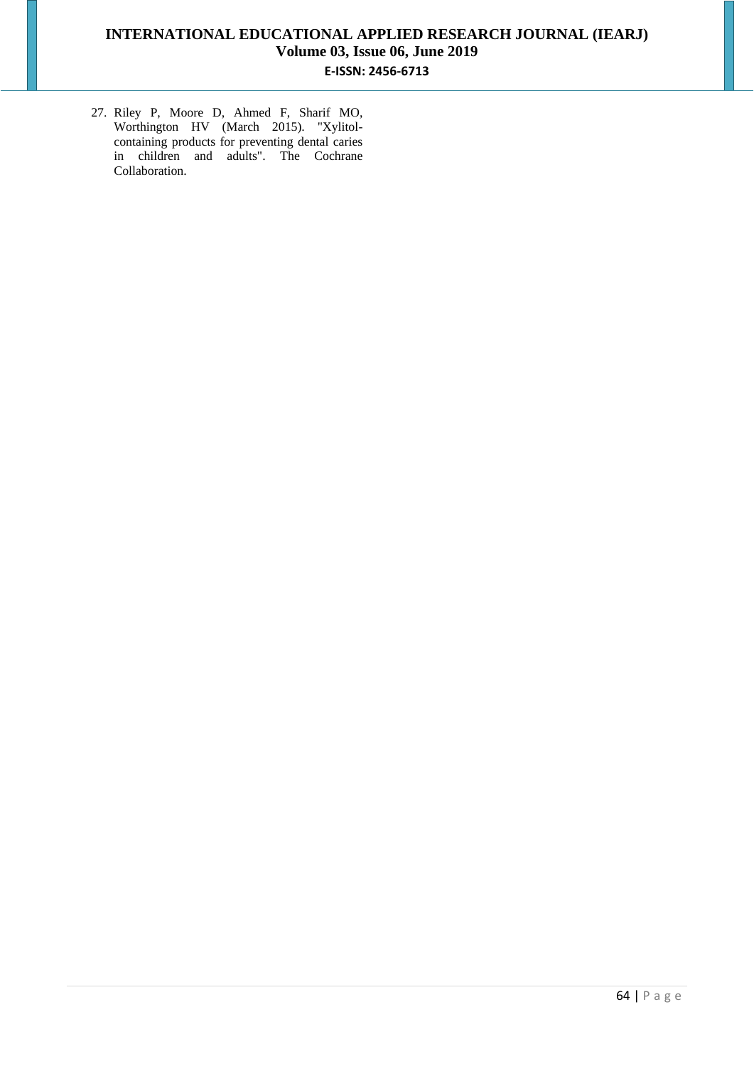27. Riley P, Moore D, Ahmed F, Sharif MO, Worthington HV (March 2015). "Xylitol-containing products for preventing dental caries in children and adults". The Cochrane Collaboration.